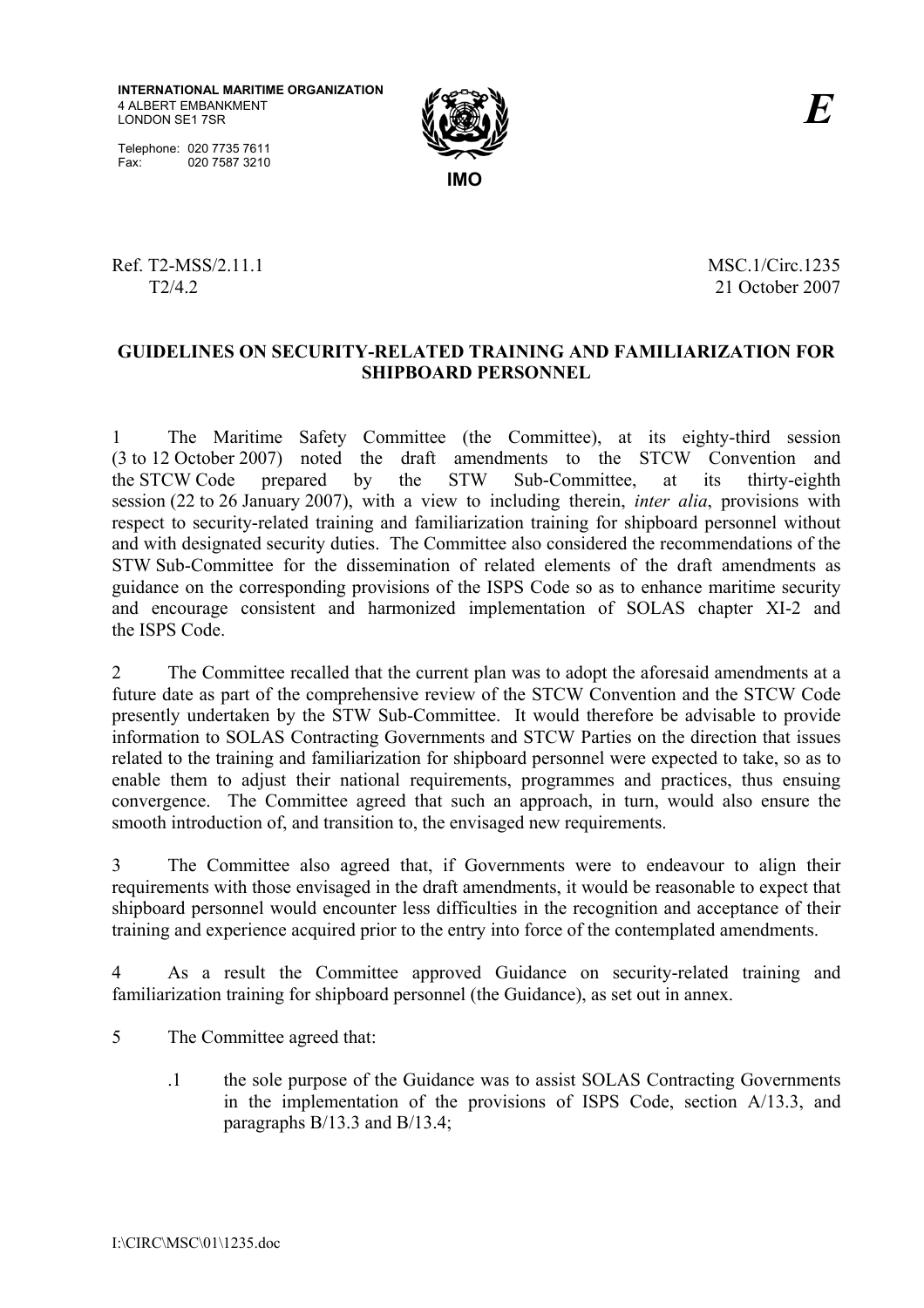INTERNATIONAL MARITIME ORGANIZATION
4 ALBERT EMBANKMENT
LONDON SE1 7SR

Telephone: 020 7735 7611
Fax: 020 7587 3210

IMO

E

Ref. T2-MSS/2.11.1
T2/4.2

MSC.1/Circ.1235
21 October 2007

## GUIDELINES ON SECURITY-RELATED TRAINING AND FAMILIARIZATION FOR SHIPBOARD PERSONNEL

1 The Maritime Safety Committee (the Committee), at its eighty-third session (3 to 12 October 2007) noted the draft amendments to the STCW Convention and the STCW Code prepared by the STW Sub-Committee, at its thirty-eighth session (22 to 26 January 2007), with a view to including therein, *inter alia*, provisions with respect to security-related training and familiarization training for shipboard personnel without and with designated security duties. The Committee also considered the recommendations of the STW Sub-Committee for the dissemination of related elements of the draft amendments as guidance on the corresponding provisions of the ISPS Code so as to enhance maritime security and encourage consistent and harmonized implementation of SOLAS chapter XI-2 and the ISPS Code.

2 The Committee recalled that the current plan was to adopt the aforesaid amendments at a future date as part of the comprehensive review of the STCW Convention and the STCW Code presently undertaken by the STW Sub-Committee. It would therefore be advisable to provide information to SOLAS Contracting Governments and STCW Parties on the direction that issues related to the training and familiarization for shipboard personnel were expected to take, so as to enable them to adjust their national requirements, programmes and practices, thus ensuing convergence. The Committee agreed that such an approach, in turn, would also ensure the smooth introduction of, and transition to, the envisaged new requirements.

3 The Committee also agreed that, if Governments were to endeavour to align their requirements with those envisaged in the draft amendments, it would be reasonable to expect that shipboard personnel would encounter less difficulties in the recognition and acceptance of their training and experience acquired prior to the entry into force of the contemplated amendments.

4 As a result the Committee approved Guidance on security-related training and familiarization training for shipboard personnel (the Guidance), as set out in annex.

5 The Committee agreed that:

.1 the sole purpose of the Guidance was to assist SOLAS Contracting Governments in the implementation of the provisions of ISPS Code, section A/13.3, and paragraphs B/13.3 and B/13.4;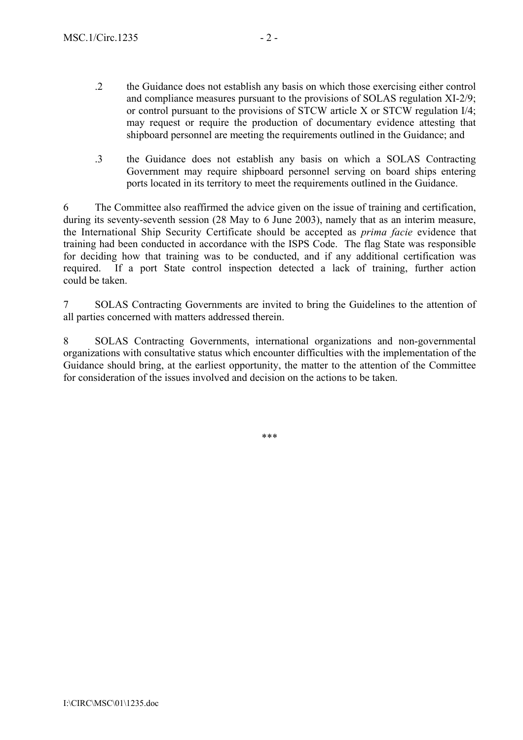.2 the Guidance does not establish any basis on which those exercising either control and compliance measures pursuant to the provisions of SOLAS regulation XI-2/9; or control pursuant to the provisions of STCW article X or STCW regulation I/4; may request or require the production of documentary evidence attesting that shipboard personnel are meeting the requirements outlined in the Guidance; and

.3 the Guidance does not establish any basis on which a SOLAS Contracting Government may require shipboard personnel serving on board ships entering ports located in its territory to meet the requirements outlined in the Guidance.

6 The Committee also reaffirmed the advice given on the issue of training and certification, during its seventy-seventh session (28 May to 6 June 2003), namely that as an interim measure, the International Ship Security Certificate should be accepted as *prima facie* evidence that training had been conducted in accordance with the ISPS Code. The flag State was responsible for deciding how that training was to be conducted, and if any additional certification was required. If a port State control inspection detected a lack of training, further action could be taken.

7 SOLAS Contracting Governments are invited to bring the Guidelines to the attention of all parties concerned with matters addressed therein.

8 SOLAS Contracting Governments, international organizations and non-governmental organizations with consultative status which encounter difficulties with the implementation of the Guidance should bring, at the earliest opportunity, the matter to the attention of the Committee for consideration of the issues involved and decision on the actions to be taken.

***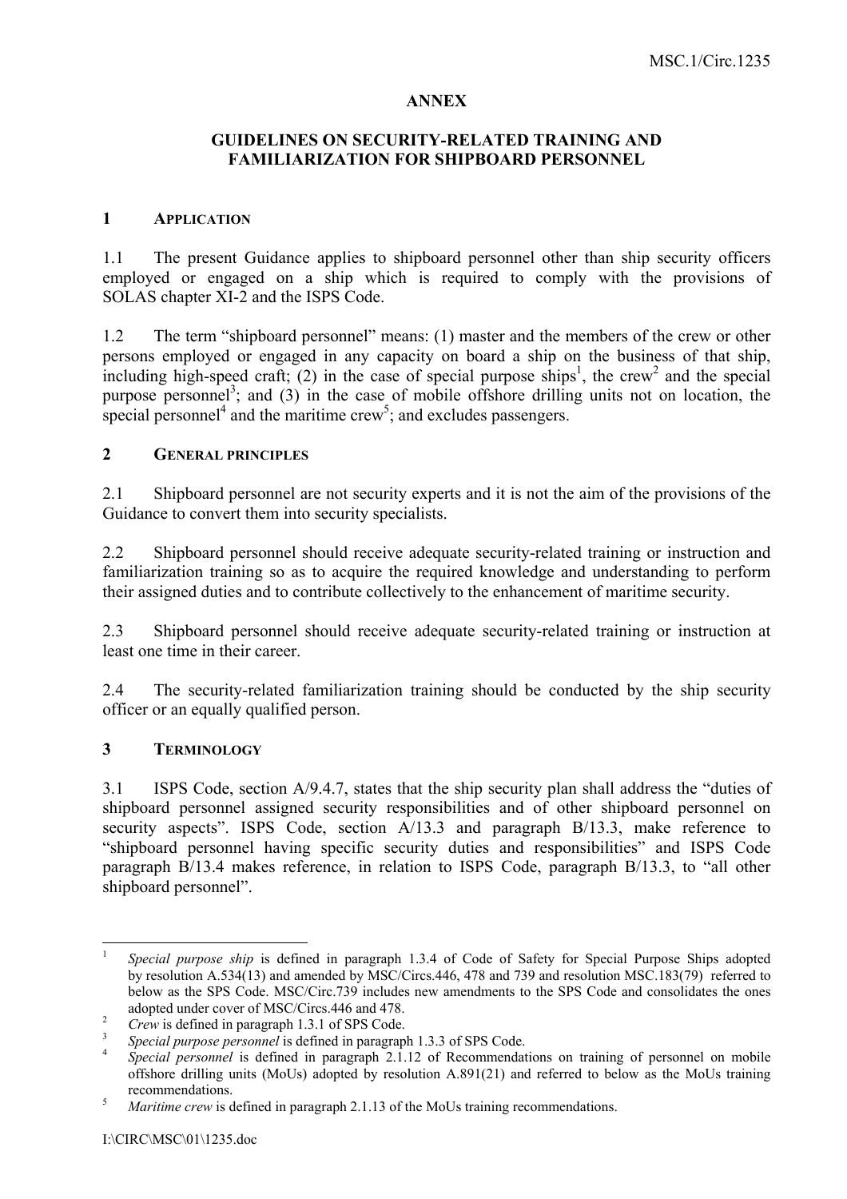**ANNEX**

**GUIDELINES ON SECURITY-RELATED TRAINING AND FAMILIARIZATION FOR SHIPBOARD PERSONNEL**

## 1 APPLICATION

1.1 The present Guidance applies to shipboard personnel other than ship security officers employed or engaged on a ship which is required to comply with the provisions of SOLAS chapter XI-2 and the ISPS Code.

1.2 The term "shipboard personnel" means: (1) master and the members of the crew or other persons employed or engaged in any capacity on board a ship on the business of that ship, including high-speed craft; (2) in the case of special purpose ships[1], the crew[2] and the special purpose personnel[3]; and (3) in the case of mobile offshore drilling units not on location, the special personnel[4] and the maritime crew[5]; and excludes passengers.

## 2 GENERAL PRINCIPLES

2.1 Shipboard personnel are not security experts and it is not the aim of the provisions of the Guidance to convert them into security specialists.

2.2 Shipboard personnel should receive adequate security-related training or instruction and familiarization training so as to acquire the required knowledge and understanding to perform their assigned duties and to contribute collectively to the enhancement of maritime security.

2.3 Shipboard personnel should receive adequate security-related training or instruction at least one time in their career.

2.4 The security-related familiarization training should be conducted by the ship security officer or an equally qualified person.

## 3 TERMINOLOGY

3.1 ISPS Code, section A/9.4.7, states that the ship security plan shall address the "duties of shipboard personnel assigned security responsibilities and of other shipboard personnel on security aspects". ISPS Code, section A/13.3 and paragraph B/13.3, make reference to "shipboard personnel having specific security duties and responsibilities" and ISPS Code paragraph B/13.4 makes reference, in relation to ISPS Code, paragraph B/13.3, to "all other shipboard personnel".

---

[1] *Special purpose ship* is defined in paragraph 1.3.4 of Code of Safety for Special Purpose Ships adopted by resolution A.534(13) and amended by MSC/Circs.446, 478 and 739 and resolution MSC.183(79) referred to below as the SPS Code. MSC/Circ.739 includes new amendments to the SPS Code and consolidates the ones adopted under cover of MSC/Circs.446 and 478.

[2] *Crew* is defined in paragraph 1.3.1 of SPS Code.

[3] *Special purpose personnel* is defined in paragraph 1.3.3 of SPS Code.

[4] *Special personnel* is defined in paragraph 2.1.12 of Recommendations on training of personnel on mobile offshore drilling units (MoUs) adopted by resolution A.891(21) and referred to below as the MoUs training recommendations.

[5] *Maritime crew* is defined in paragraph 2.1.13 of the MoUs training recommendations.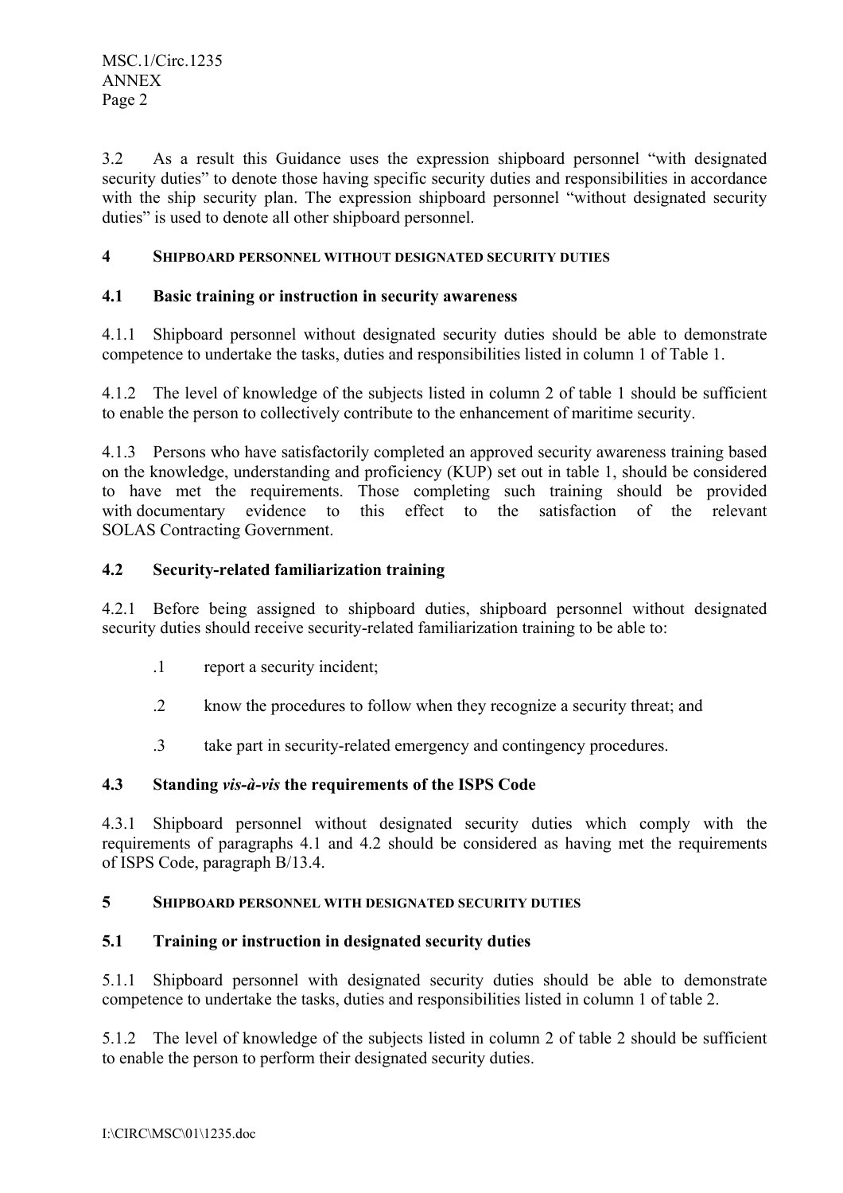3.2 As a result this Guidance uses the expression shipboard personnel "with designated security duties" to denote those having specific security duties and responsibilities in accordance with the ship security plan. The expression shipboard personnel "without designated security duties" is used to denote all other shipboard personnel.

## 4 SHIPBOARD PERSONNEL WITHOUT DESIGNATED SECURITY DUTIES

### 4.1 Basic training or instruction in security awareness

4.1.1 Shipboard personnel without designated security duties should be able to demonstrate competence to undertake the tasks, duties and responsibilities listed in column 1 of Table 1.

4.1.2 The level of knowledge of the subjects listed in column 2 of table 1 should be sufficient to enable the person to collectively contribute to the enhancement of maritime security.

4.1.3 Persons who have satisfactorily completed an approved security awareness training based on the knowledge, understanding and proficiency (KUP) set out in table 1, should be considered to have met the requirements. Those completing such training should be provided with documentary evidence to this effect to the satisfaction of the relevant SOLAS Contracting Government.

### 4.2 Security-related familiarization training

4.2.1 Before being assigned to shipboard duties, shipboard personnel without designated security duties should receive security-related familiarization training to be able to:

.1 report a security incident;

.2 know the procedures to follow when they recognize a security threat; and

.3 take part in security-related emergency and contingency procedures.

### 4.3 Standing *vis-à-vis* the requirements of the ISPS Code

4.3.1 Shipboard personnel without designated security duties which comply with the requirements of paragraphs 4.1 and 4.2 should be considered as having met the requirements of ISPS Code, paragraph B/13.4.

## 5 SHIPBOARD PERSONNEL WITH DESIGNATED SECURITY DUTIES

### 5.1 Training or instruction in designated security duties

5.1.1 Shipboard personnel with designated security duties should be able to demonstrate competence to undertake the tasks, duties and responsibilities listed in column 1 of table 2.

5.1.2 The level of knowledge of the subjects listed in column 2 of table 2 should be sufficient to enable the person to perform their designated security duties.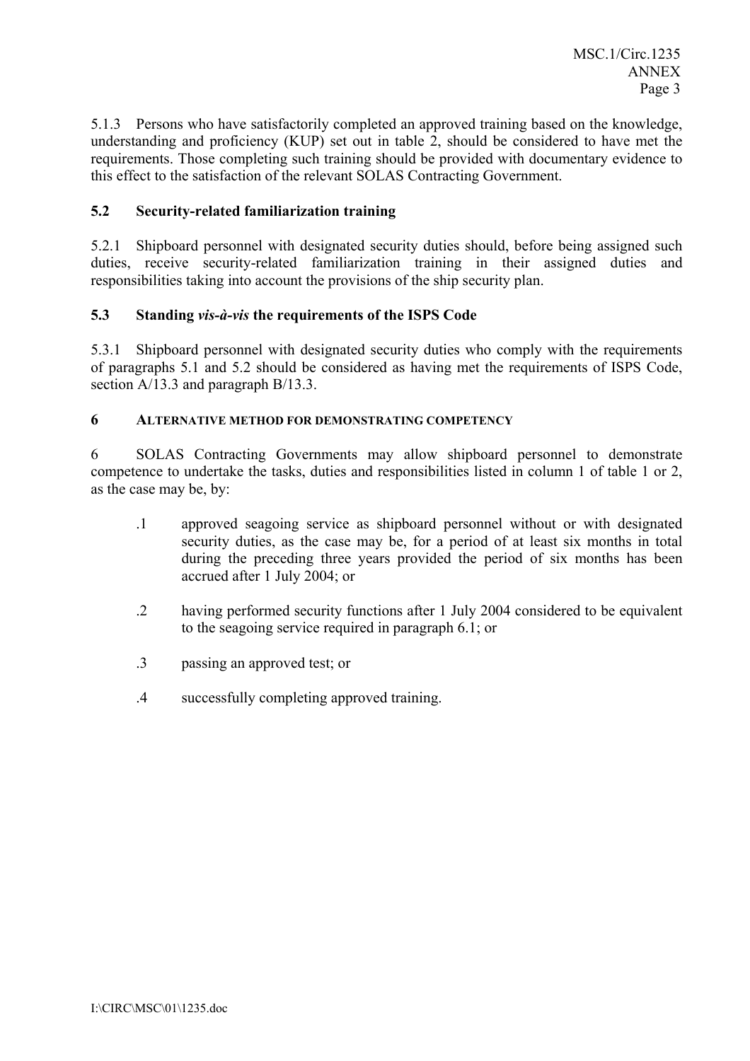5.1.3 Persons who have satisfactorily completed an approved training based on the knowledge, understanding and proficiency (KUP) set out in table 2, should be considered to have met the requirements. Those completing such training should be provided with documentary evidence to this effect to the satisfaction of the relevant SOLAS Contracting Government.

### 5.2 Security-related familiarization training

5.2.1 Shipboard personnel with designated security duties should, before being assigned such duties, receive security-related familiarization training in their assigned duties and responsibilities taking into account the provisions of the ship security plan.

### 5.3 Standing *vis-à-vis* the requirements of the ISPS Code

5.3.1 Shipboard personnel with designated security duties who comply with the requirements of paragraphs 5.1 and 5.2 should be considered as having met the requirements of ISPS Code, section A/13.3 and paragraph B/13.3.

## 6 ALTERNATIVE METHOD FOR DEMONSTRATING COMPETENCY

6 SOLAS Contracting Governments may allow shipboard personnel to demonstrate competence to undertake the tasks, duties and responsibilities listed in column 1 of table 1 or 2, as the case may be, by:

.1 approved seagoing service as shipboard personnel without or with designated security duties, as the case may be, for a period of at least six months in total during the preceding three years provided the period of six months has been accrued after 1 July 2004; or

.2 having performed security functions after 1 July 2004 considered to be equivalent to the seagoing service required in paragraph 6.1; or

.3 passing an approved test; or

.4 successfully completing approved training.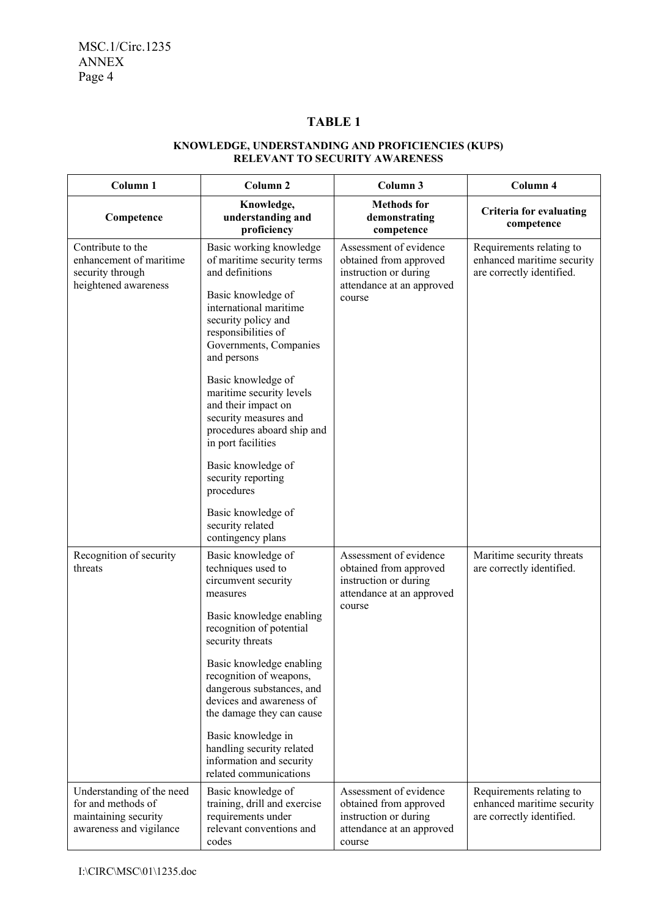## TABLE 1

### KNOWLEDGE, UNDERSTANDING AND PROFICIENCIES (KUPS) RELEVANT TO SECURITY AWARENESS

| Column 1 | Column 2 | Column 3 | Column 4 |
|---|---|---|---|
| **Competence** | **Knowledge, understanding and proficiency** | **Methods for demonstrating competence** | **Criteria for evaluating competence** |
| Contribute to the enhancement of maritime security through heightened awareness | Basic working knowledge of maritime security terms and definitions<br><br>Basic knowledge of international maritime security policy and responsibilities of Governments, Companies and persons<br><br>Basic knowledge of maritime security levels and their impact on security measures and procedures aboard ship and in port facilities<br><br>Basic knowledge of security reporting procedures<br><br>Basic knowledge of security related contingency plans | Assessment of evidence obtained from approved instruction or during attendance at an approved course | Requirements relating to enhanced maritime security are correctly identified. |
| Recognition of security threats | Basic knowledge of techniques used to circumvent security measures<br><br>Basic knowledge enabling recognition of potential security threats<br><br>Basic knowledge enabling recognition of weapons, dangerous substances, and devices and awareness of the damage they can cause<br><br>Basic knowledge in handling security related information and security related communications | Assessment of evidence obtained from approved instruction or during attendance at an approved course | Maritime security threats are correctly identified. |
| Understanding of the need for and methods of maintaining security awareness and vigilance | Basic knowledge of training, drill and exercise requirements under relevant conventions and codes | Assessment of evidence obtained from approved instruction or during attendance at an approved course | Requirements relating to enhanced maritime security are correctly identified. |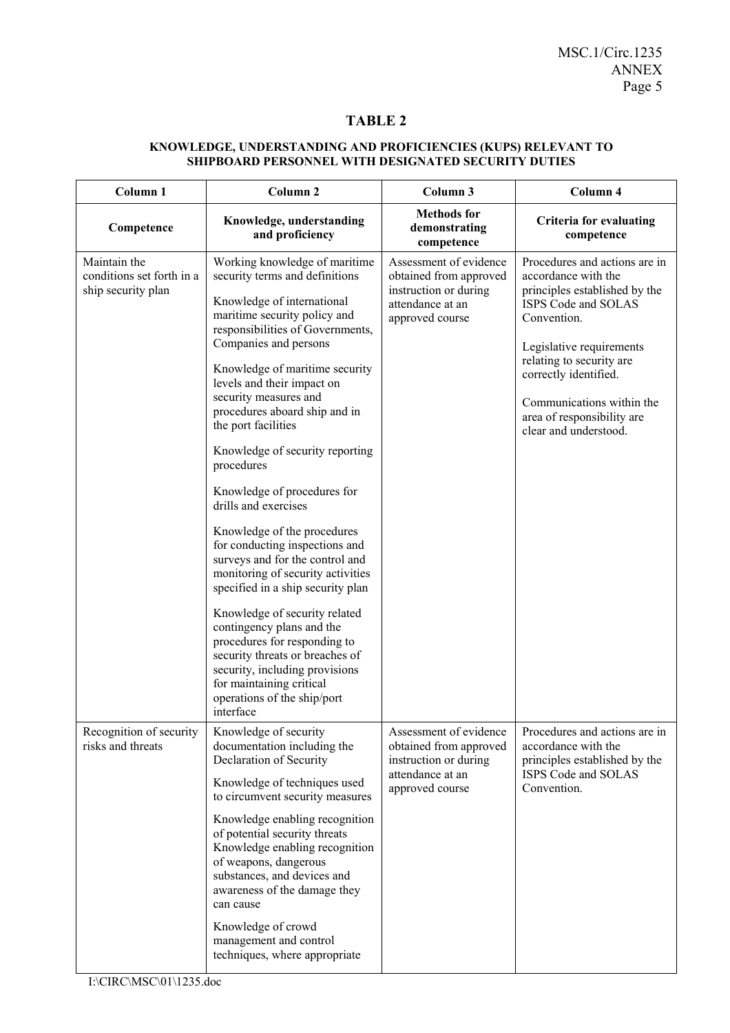## TABLE 2

### KNOWLEDGE, UNDERSTANDING AND PROFICIENCIES (KUPS) RELEVANT TO SHIPBOARD PERSONNEL WITH DESIGNATED SECURITY DUTIES

| Column 1 | Column 2 | Column 3 | Column 4 |
|---|---|---|---|
| **Competence** | **Knowledge, understanding and proficiency** | **Methods for demonstrating competence** | **Criteria for evaluating competence** |
| Maintain the conditions set forth in a ship security plan | Working knowledge of maritime security terms and definitions<br><br>Knowledge of international maritime security policy and responsibilities of Governments, Companies and persons<br><br>Knowledge of maritime security levels and their impact on security measures and procedures aboard ship and in the port facilities<br><br>Knowledge of security reporting procedures<br><br>Knowledge of procedures for drills and exercises<br><br>Knowledge of the procedures for conducting inspections and surveys and for the control and monitoring of security activities specified in a ship security plan<br><br>Knowledge of security related contingency plans and the procedures for responding to security threats or breaches of security, including provisions for maintaining critical operations of the ship/port interface | Assessment of evidence obtained from approved instruction or during attendance at an approved course | Procedures and actions are in accordance with the principles established by the ISPS Code and SOLAS Convention.<br><br>Legislative requirements relating to security are correctly identified.<br><br>Communications within the area of responsibility are clear and understood. |
| Recognition of security risks and threats | Knowledge of security documentation including the Declaration of Security<br><br>Knowledge of techniques used to circumvent security measures<br><br>Knowledge enabling recognition of potential security threats<br>Knowledge enabling recognition of weapons, dangerous substances, and devices and awareness of the damage they can cause<br><br>Knowledge of crowd management and control techniques, where appropriate | Assessment of evidence obtained from approved instruction or during attendance at an approved course | Procedures and actions are in accordance with the principles established by the ISPS Code and SOLAS Convention. |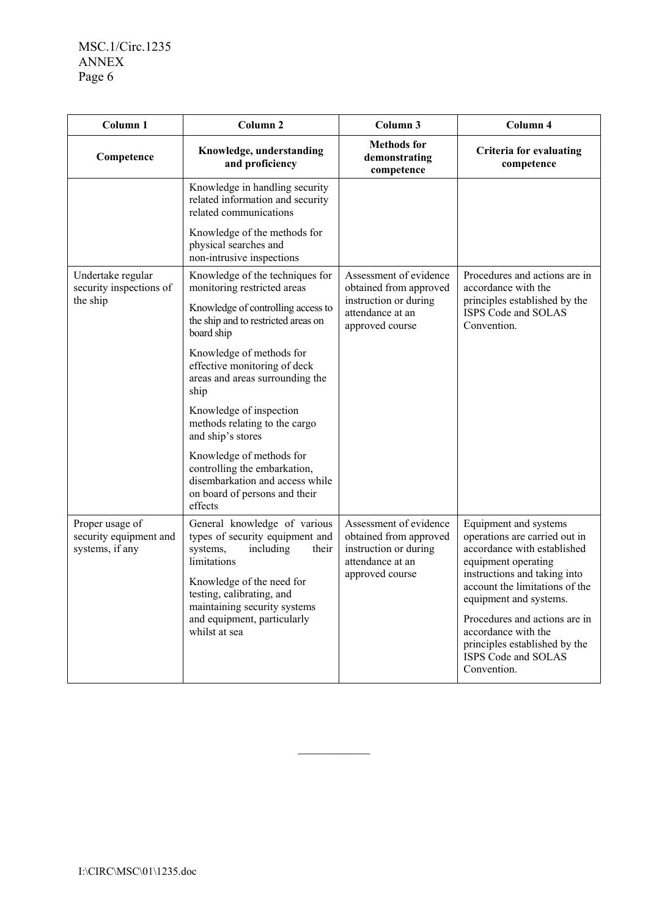| Column 1 | Column 2 | Column 3 | Column 4 |
|---|---|---|---|
| **Competence** | **Knowledge, understanding and proficiency** | **Methods for demonstrating competence** | **Criteria for evaluating competence** |
| | Knowledge in handling security related information and security related communications<br><br>Knowledge of the methods for physical searches and non-intrusive inspections | | |
| Undertake regular security inspections of the ship | Knowledge of the techniques for monitoring restricted areas<br><br>Knowledge of controlling access to the ship and to restricted areas on board ship<br><br>Knowledge of methods for effective monitoring of deck areas and areas surrounding the ship<br><br>Knowledge of inspection methods relating to the cargo and ship's stores<br><br>Knowledge of methods for controlling the embarkation, disembarkation and access while on board of persons and their effects | Assessment of evidence obtained from approved instruction or during attendance at an approved course | Procedures and actions are in accordance with the principles established by the ISPS Code and SOLAS Convention. |
| Proper usage of security equipment and systems, if any | General knowledge of various types of security equipment and systems, including their limitations<br><br>Knowledge of the need for testing, calibrating, and maintaining security systems and equipment, particularly whilst at sea | Assessment of evidence obtained from approved instruction or during attendance at an approved course | Equipment and systems operations are carried out in accordance with established equipment operating instructions and taking into account the limitations of the equipment and systems.<br><br>Procedures and actions are in accordance with the principles established by the ISPS Code and SOLAS Convention. |

\_\_\_\_\_\_\_\_\_\_\_\_